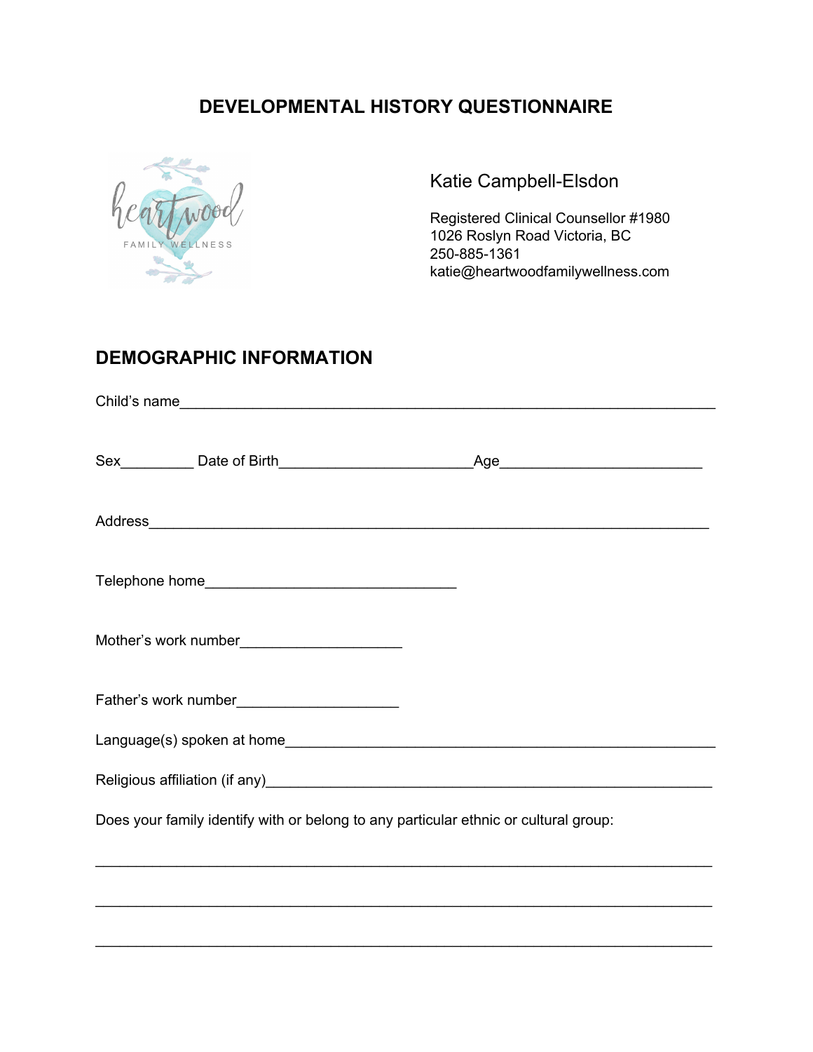# DEVELOPMENTAL HISTORY QUESTIONNAIRE

heartwood FAMILY WELLNESS

Katie Campbell-Elsdon

Registered Clinical Counsellor #1980
1026 Roslyn Road Victoria, BC
250-885-1361
katie@heartwoodfamilywellness.com

## DEMOGRAPHIC INFORMATION

Child's name_______________________________________________________________

Sex_________ Date of Birth________________________Age_________________________

Address____________________________________________________________________

Telephone home______________________________

Mother's work number____________________

Father's work number____________________

Language(s) spoken at home_____________________________________________________

Religious affiliation (if any)______________________________________________________

Does your family identify with or belong to any particular ethnic or cultural group:

___________________________________________________________________________

___________________________________________________________________________

___________________________________________________________________________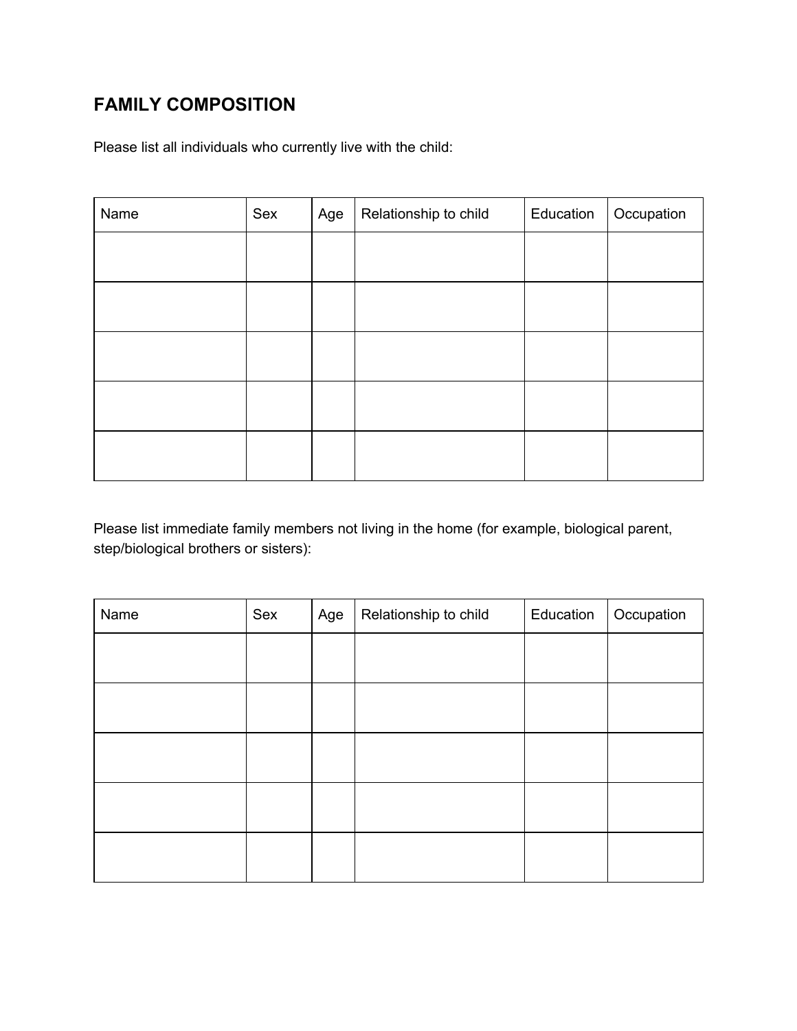# FAMILY COMPOSITION

Please list all individuals who currently live with the child:

| Name | Sex | Age | Relationship to child | Education | Occupation |
|---|---|---|---|---|---|
| | | | | | |
| | | | | | |
| | | | | | |
| | | | | | |
| | | | | | |

Please list immediate family members not living in the home (for example, biological parent, step/biological brothers or sisters):

| Name | Sex | Age | Relationship to child | Education | Occupation |
|---|---|---|---|---|---|
| | | | | | |
| | | | | | |
| | | | | | |
| | | | | | |
| | | | | | |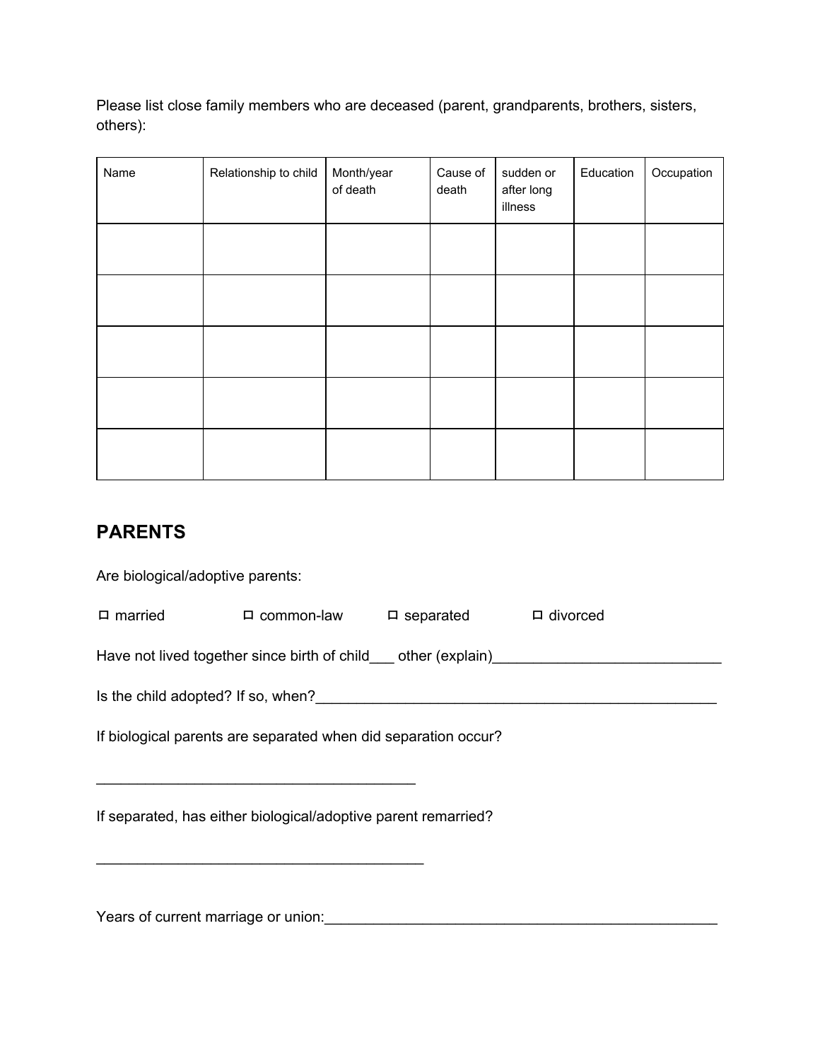Please list close family members who are deceased (parent, grandparents, brothers, sisters, others):

| Name | Relationship to child | Month/year of death | Cause of death | sudden or after long illness | Education | Occupation |
|---|---|---|---|---|---|---|
| | | | | | | |
| | | | | | | |
| | | | | | | |
| | | | | | | |
| | | | | | | |

## PARENTS

Are biological/adoptive parents:

☐ married ☐ common-law ☐ separated ☐ divorced

Have not lived together since birth of child___ other (explain)____________________________

Is the child adopted? If so, when?__________________________________________________

If biological parents are separated when did separation occur?

________________________________________

If separated, has either biological/adoptive parent remarried?

_________________________________________

Years of current marriage or union:__________________________________________________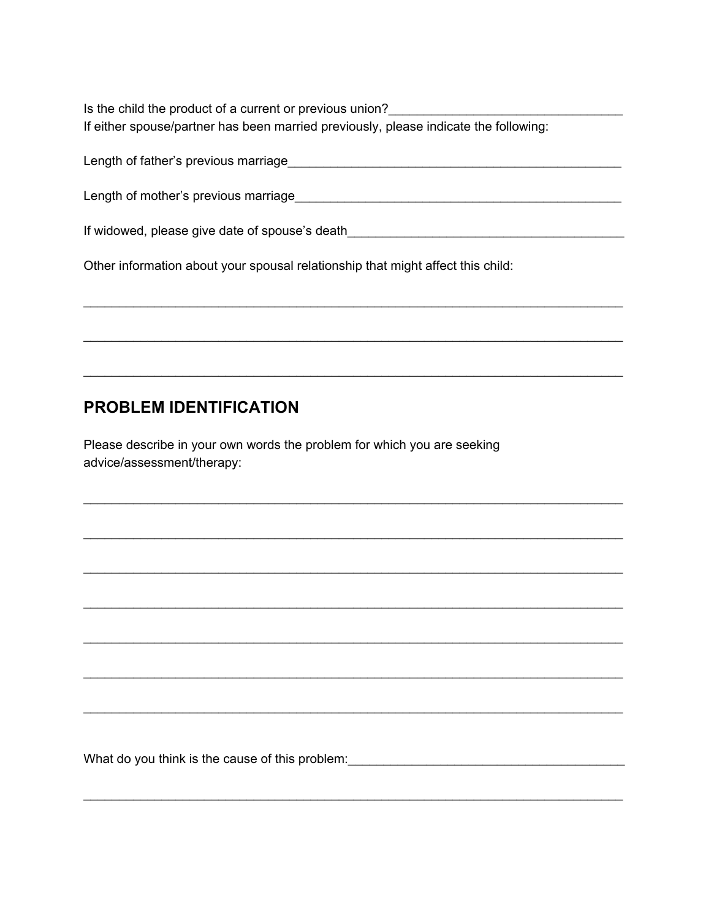Is the child the product of a current or previous union?_________________________________

If either spouse/partner has been married previously, please indicate the following:

Length of father's previous marriage_______________________________________________

Length of mother's previous marriage______________________________________________

If widowed, please give date of spouse's death________________________________________

Other information about your spousal relationship that might affect this child:

___________________________________________________________________________

___________________________________________________________________________

___________________________________________________________________________

## PROBLEM IDENTIFICATION

Please describe in your own words the problem for which you are seeking advice/assessment/therapy:

___________________________________________________________________________

___________________________________________________________________________

___________________________________________________________________________

___________________________________________________________________________

___________________________________________________________________________

___________________________________________________________________________

___________________________________________________________________________

What do you think is the cause of this problem:_______________________________________

___________________________________________________________________________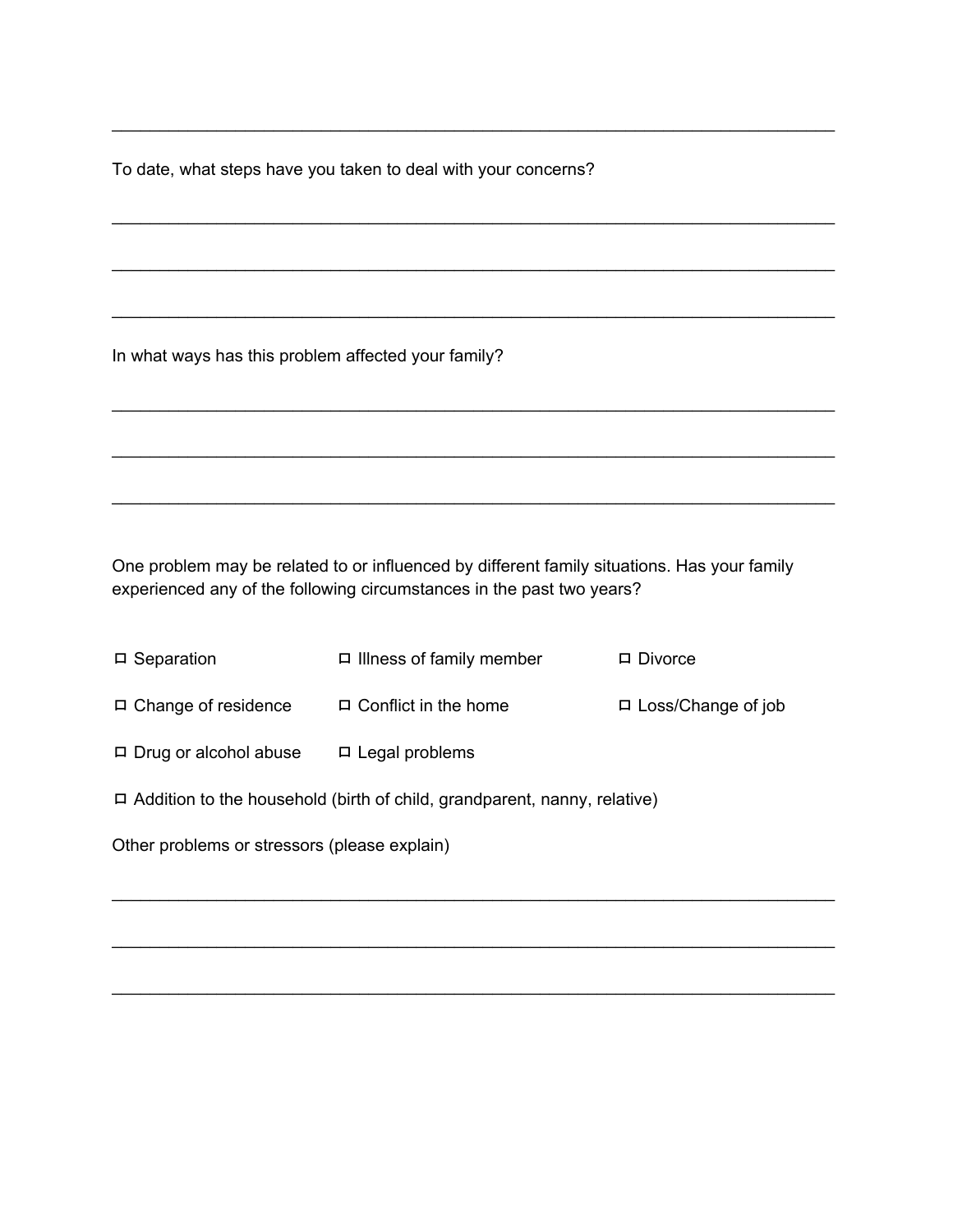_______________________________________________________________________________

To date, what steps have you taken to deal with your concerns?

_______________________________________________________________________________

_______________________________________________________________________________

_______________________________________________________________________________

In what ways has this problem affected your family?

_______________________________________________________________________________

_______________________________________________________________________________

_______________________________________________________________________________

One problem may be related to or influenced by different family situations. Has your family experienced any of the following circumstances in the past two years?

- ☐ Separation
- ☐ Illness of family member
- ☐ Divorce
- ☐ Change of residence
- ☐ Conflict in the home
- ☐ Loss/Change of job
- ☐ Drug or alcohol abuse
- ☐ Legal problems
- ☐ Addition to the household (birth of child, grandparent, nanny, relative)

Other problems or stressors (please explain)

_______________________________________________________________________________

_______________________________________________________________________________

_______________________________________________________________________________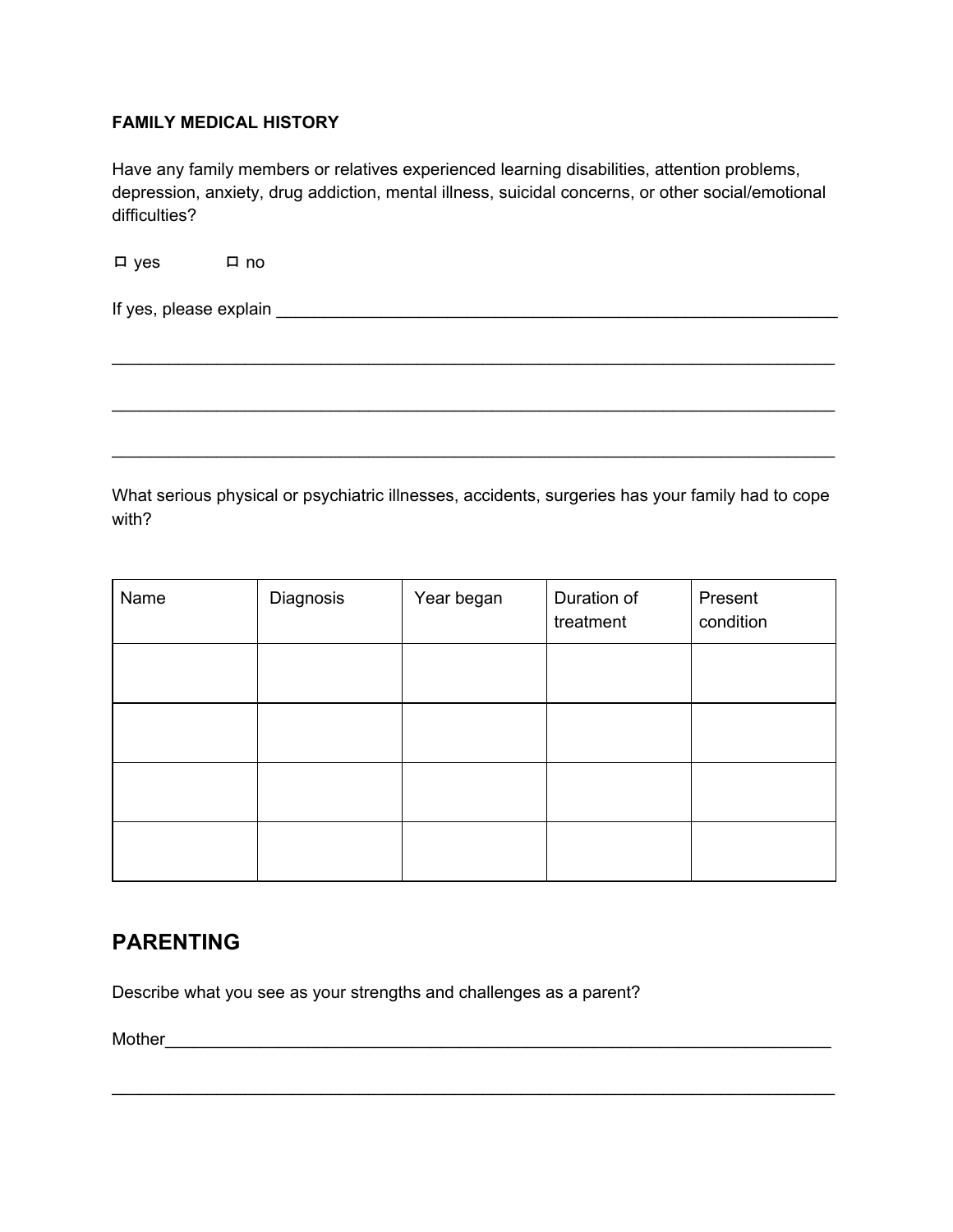**FAMILY MEDICAL HISTORY**

Have any family members or relatives experienced learning disabilities, attention problems, depression, anxiety, drug addiction, mental illness, suicidal concerns, or other social/emotional difficulties?

☐ yes ☐ no

If yes, please explain ________________________________________________________________

________________________________________________________________________________

________________________________________________________________________________

________________________________________________________________________________

What serious physical or psychiatric illnesses, accidents, surgeries has your family had to cope with?

| Name | Diagnosis | Year began | Duration of treatment | Present condition |
|---|---|---|---|---|
| | | | | |
| | | | | |
| | | | | |
| | | | | |

## PARENTING

Describe what you see as your strengths and challenges as a parent?

Mother__________________________________________________________________________

________________________________________________________________________________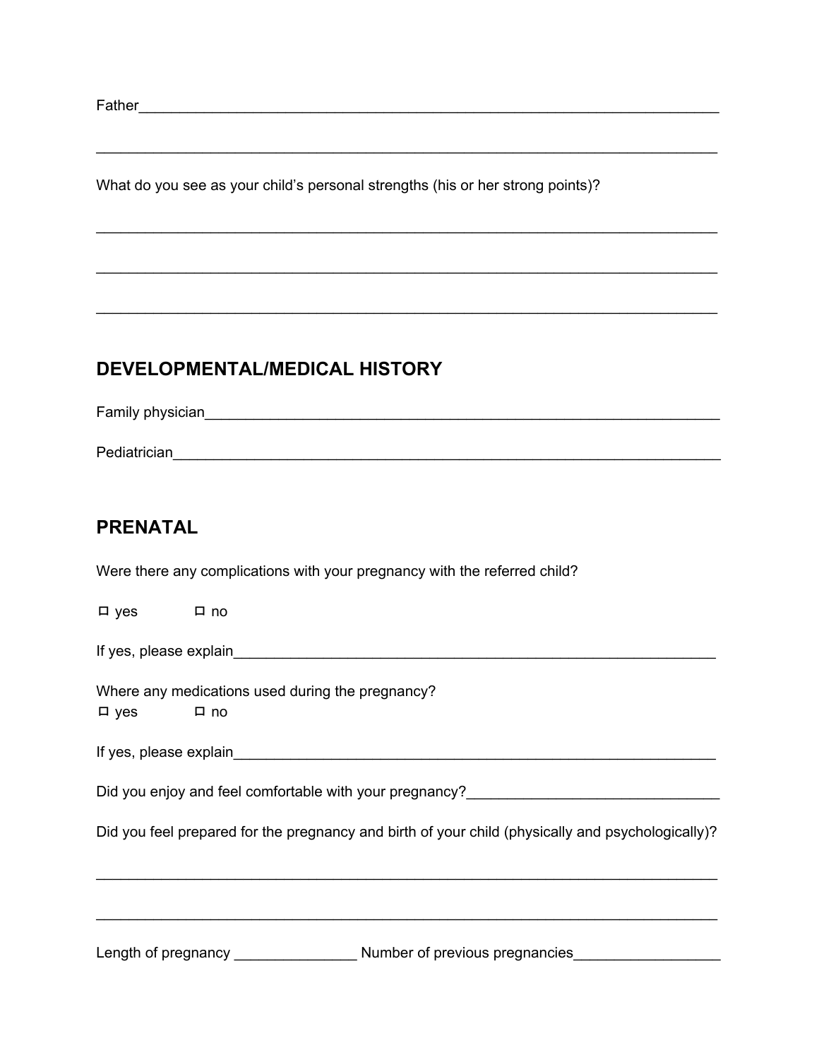Father___________________________________________________________________________

_____________________________________________________________________________

What do you see as your child's personal strengths (his or her strong points)?

_____________________________________________________________________________

_____________________________________________________________________________

_____________________________________________________________________________

## DEVELOPMENTAL/MEDICAL HISTORY

Family physician__________________________________________________________________

Pediatrician______________________________________________________________________

## PRENATAL

Were there any complications with your pregnancy with the referred child?

☐ yes ☐ no

If yes, please explain______________________________________________________________

Where any medications used during the pregnancy?

☐ yes ☐ no

If yes, please explain______________________________________________________________

Did you enjoy and feel comfortable with your pregnancy?______________________________

Did you feel prepared for the pregnancy and birth of your child (physically and psychologically)?

_____________________________________________________________________________

_____________________________________________________________________________

Length of pregnancy _______________ Number of previous pregnancies__________________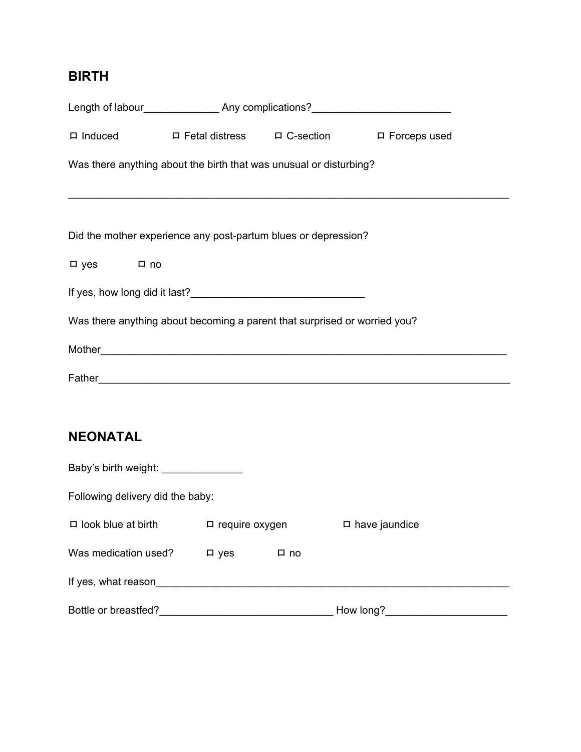## BIRTH

Length of labour_____________ Any complications?________________________

☐ Induced ☐ Fetal distress ☐ C-section ☐ Forceps used

Was there anything about the birth that was unusual or disturbing?

_______________________________________________________________________________

Did the mother experience any post-partum blues or depression?

☐ yes ☐ no

If yes, how long did it last?______________________________

Was there anything about becoming a parent that surprised or worried you?

Mother_________________________________________________________________________

Father_________________________________________________________________________

## NEONATAL

Baby's birth weight: ______________

Following delivery did the baby:

☐ look blue at birth ☐ require oxygen ☐ have jaundice

Was medication used? ☐ yes ☐ no

If yes, what reason_____________________________________________________________

Bottle or breastfed?______________________________ How long?_____________________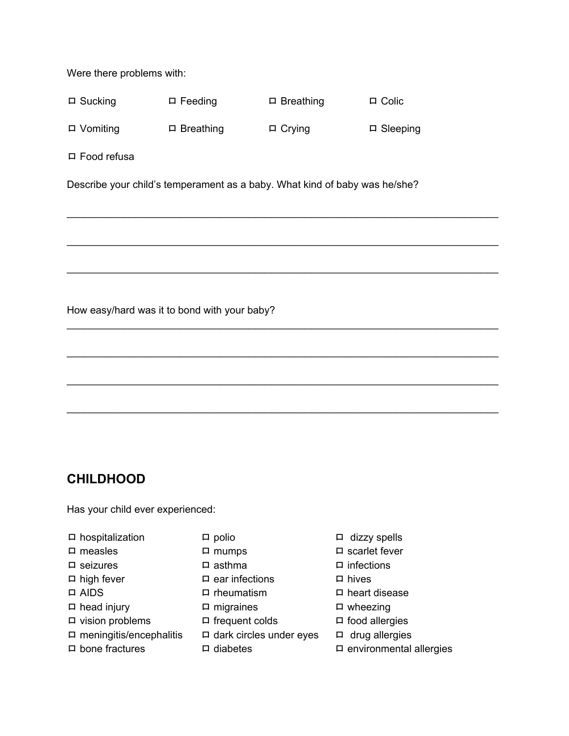Were there problems with:

- ☐ Sucking
- ☐ Feeding
- ☐ Breathing
- ☐ Colic
- ☐ Vomiting
- ☐ Breathing
- ☐ Crying
- ☐ Sleeping
- ☐ Food refusa

Describe your child's temperament as a baby. What kind of baby was he/she?

______________________________________________________________________________

______________________________________________________________________________

______________________________________________________________________________

How easy/hard was it to bond with your baby?

______________________________________________________________________________

______________________________________________________________________________

______________________________________________________________________________

______________________________________________________________________________

## CHILDHOOD

Has your child ever experienced:

- ☐ hospitalization
- ☐ measles
- ☐ seizures
- ☐ high fever
- ☐ AIDS
- ☐ head injury
- ☐ vision problems
- ☐ meningitis/encephalitis
- ☐ bone fractures
- ☐ polio
- ☐ mumps
- ☐ asthma
- ☐ ear infections
- ☐ rheumatism
- ☐ migraines
- ☐ frequent colds
- ☐ dark circles under eyes
- ☐ diabetes
- ☐ dizzy spells
- ☐ scarlet fever
- ☐ infections
- ☐ hives
- ☐ heart disease
- ☐ wheezing
- ☐ food allergies
- ☐ drug allergies
- ☐ environmental allergies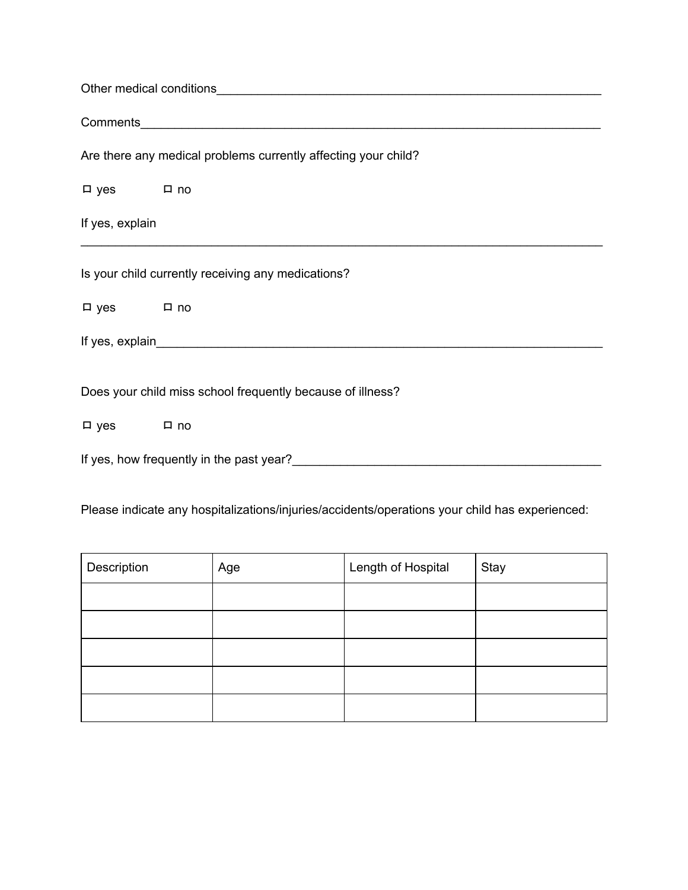Other medical conditions_______________________________________________________________

Comments_____________________________________________________________________

Are there any medical problems currently affecting your child?

☐ yes ☐ no

If yes, explain

_____________________________________________________________________________

Is your child currently receiving any medications?

☐ yes ☐ no

If yes, explain____________________________________________________________________

Does your child miss school frequently because of illness?

☐ yes ☐ no

If yes, how frequently in the past year?_____________________________________________

Please indicate any hospitalizations/injuries/accidents/operations your child has experienced:

| Description | Age | Length of Hospital | Stay |
|---|---|---|---|
| | | | |
| | | | |
| | | | |
| | | | |
| | | | |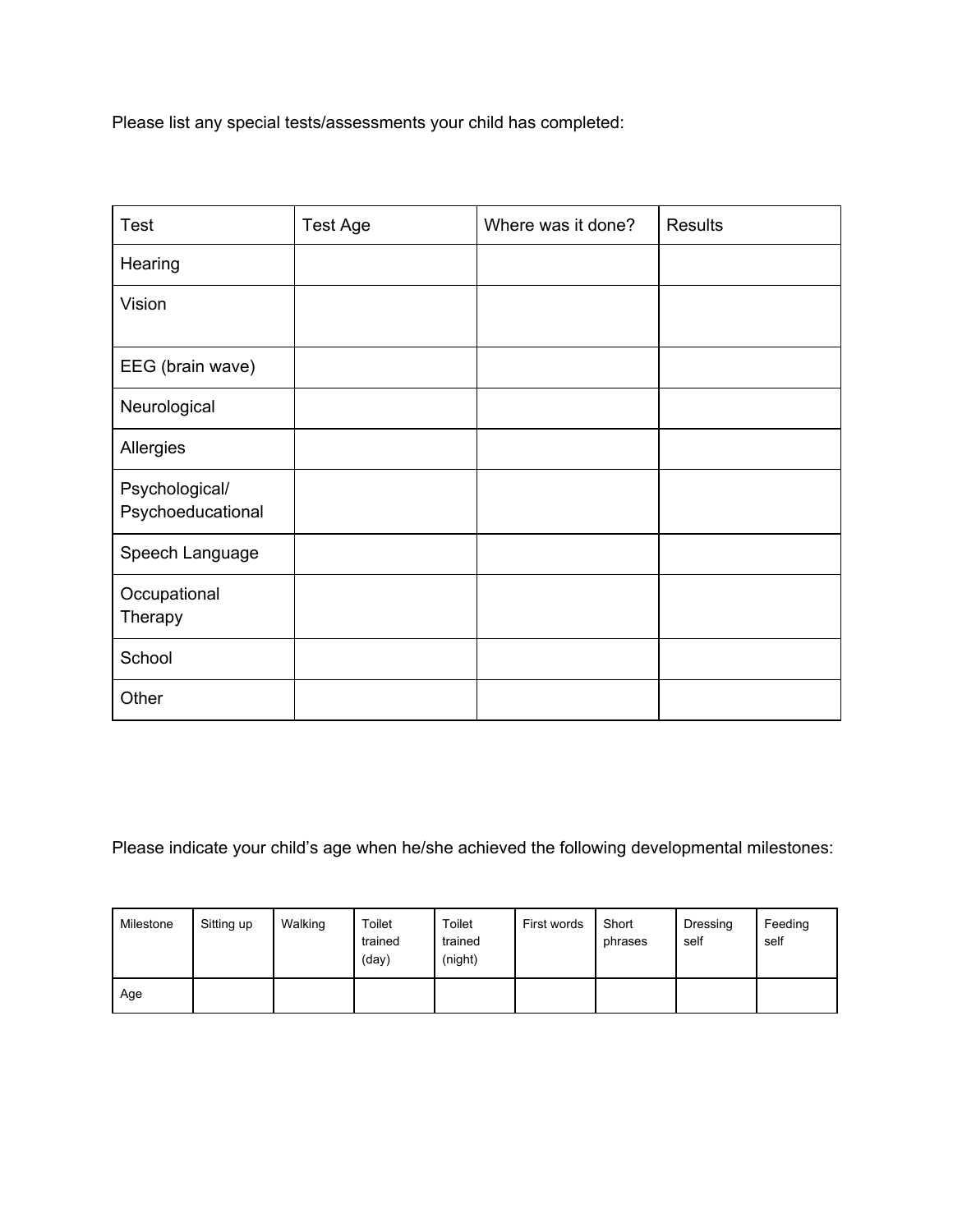Please list any special tests/assessments your child has completed:

| Test | Test Age | Where was it done? | Results |
| --- | --- | --- | --- |
| Hearing | | | |
| Vision | | | |
| EEG (brain wave) | | | |
| Neurological | | | |
| Allergies | | | |
| Psychological/ Psychoeducational | | | |
| Speech Language | | | |
| Occupational Therapy | | | |
| School | | | |
| Other | | | |

Please indicate your child's age when he/she achieved the following developmental milestones:

| Milestone | Sitting up | Walking | Toilet trained (day) | Toilet trained (night) | First words | Short phrases | Dressing self | Feeding self |
| --- | --- | --- | --- | --- | --- | --- | --- | --- |
| Age | | | | | | | | |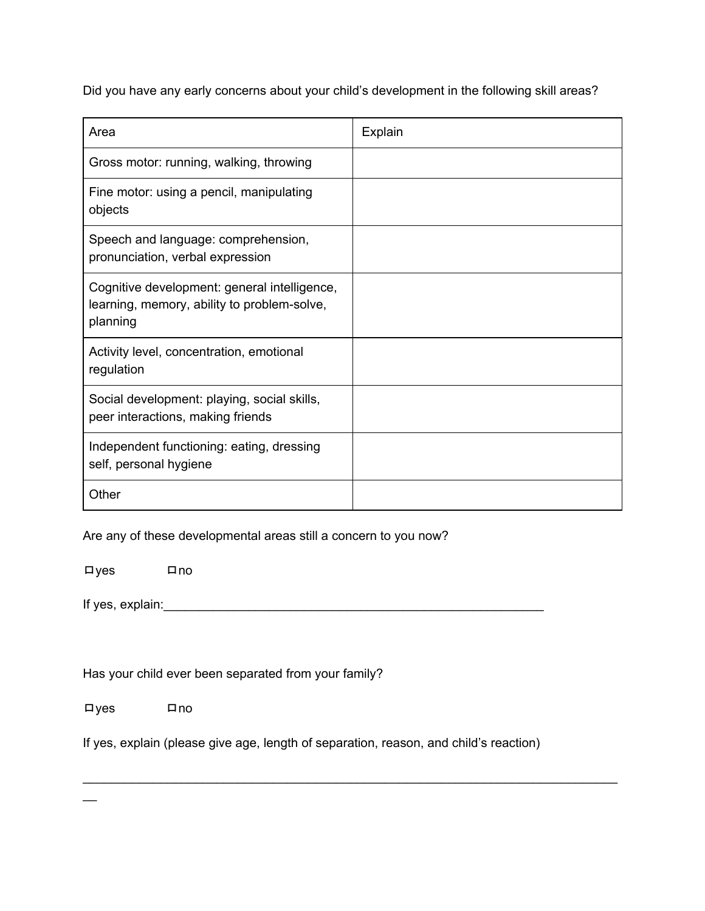Did you have any early concerns about your child's development in the following skill areas?

| Area | Explain |
|---|---|
| Gross motor: running, walking, throwing | |
| Fine motor: using a pencil, manipulating objects | |
| Speech and language: comprehension, pronunciation, verbal expression | |
| Cognitive development: general intelligence, learning, memory, ability to problem-solve, planning | |
| Activity level, concentration, emotional regulation | |
| Social development: playing, social skills, peer interactions, making friends | |
| Independent functioning: eating, dressing self, personal hygiene | |
| Other | |

Are any of these developmental areas still a concern to you now?

☐ yes ☐ no

If yes, explain:_______________________________________________________

Has your child ever been separated from your family?

☐ yes ☐ no

If yes, explain (please give age, length of separation, reason, and child's reaction)

__________________________________________________________________________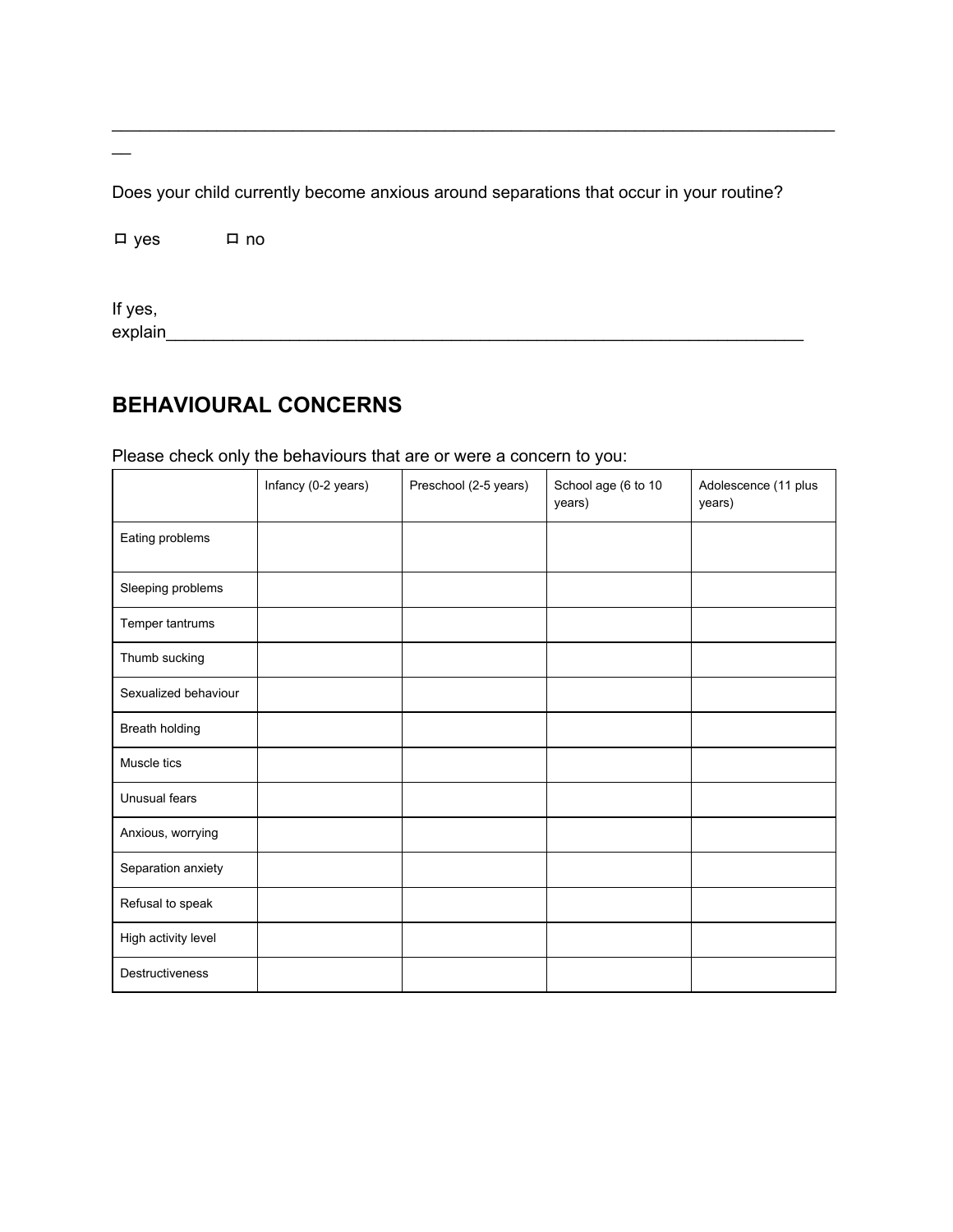________________________________________________________________________________

Does your child currently become anxious around separations that occur in your routine?

☐ yes ☐ no

If yes, explain________________________________________________________________

## BEHAVIOURAL CONCERNS

Please check only the behaviours that are or were a concern to you:

| | Infancy (0-2 years) | Preschool (2-5 years) | School age (6 to 10 years) | Adolescence (11 plus years) |
|---|---|---|---|---|
| Eating problems | | | | |
| Sleeping problems | | | | |
| Temper tantrums | | | | |
| Thumb sucking | | | | |
| Sexualized behaviour | | | | |
| Breath holding | | | | |
| Muscle tics | | | | |
| Unusual fears | | | | |
| Anxious, worrying | | | | |
| Separation anxiety | | | | |
| Refusal to speak | | | | |
| High activity level | | | | |
| Destructiveness | | | | |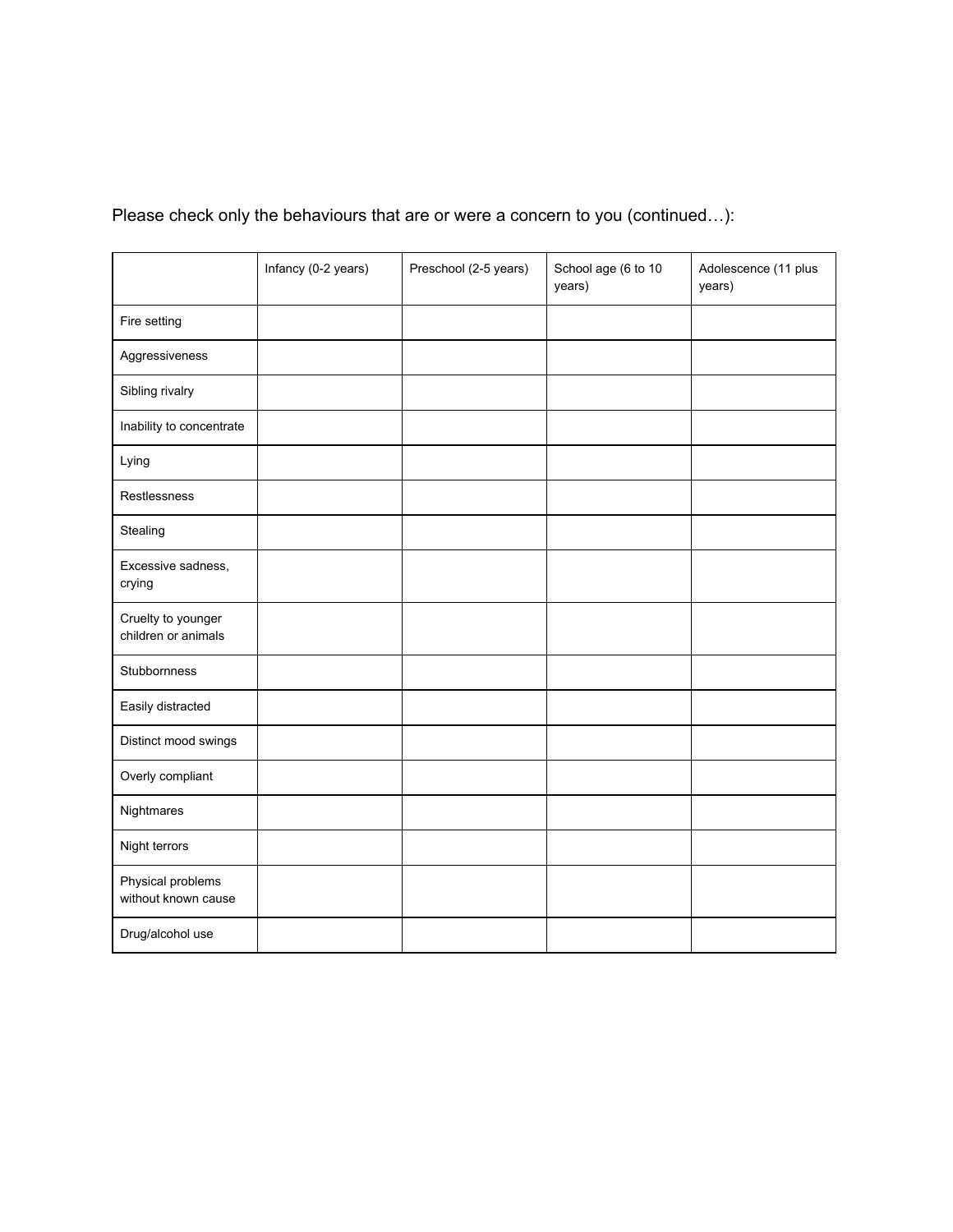Please check only the behaviours that are or were a concern to you (continued…):

| | Infancy (0-2 years) | Preschool (2-5 years) | School age (6 to 10 years) | Adolescence (11 plus years) |
|---|---|---|---|---|
| Fire setting | | | | |
| Aggressiveness | | | | |
| Sibling rivalry | | | | |
| Inability to concentrate | | | | |
| Lying | | | | |
| Restlessness | | | | |
| Stealing | | | | |
| Excessive sadness, crying | | | | |
| Cruelty to younger children or animals | | | | |
| Stubbornness | | | | |
| Easily distracted | | | | |
| Distinct mood swings | | | | |
| Overly compliant | | | | |
| Nightmares | | | | |
| Night terrors | | | | |
| Physical problems without known cause | | | | |
| Drug/alcohol use | | | | |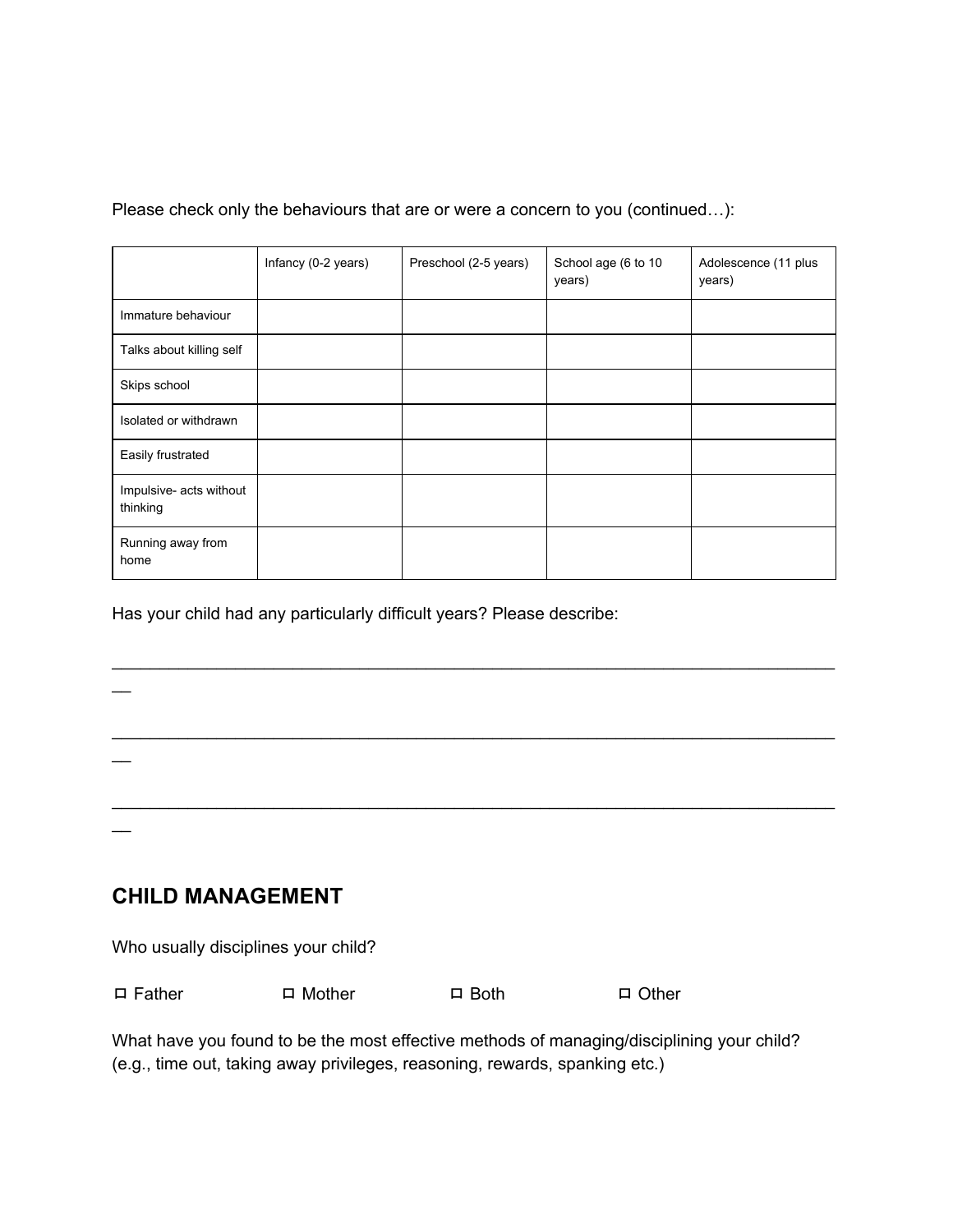Please check only the behaviours that are or were a concern to you (continued…):

| | Infancy (0-2 years) | Preschool (2-5 years) | School age (6 to 10 years) | Adolescence (11 plus years) |
|---|---|---|---|---|
| Immature behaviour | | | | |
| Talks about killing self | | | | |
| Skips school | | | | |
| Isolated or withdrawn | | | | |
| Easily frustrated | | | | |
| Impulsive- acts without thinking | | | | |
| Running away from home | | | | |

Has your child had any particularly difficult years? Please describe:

___________________________________________________________________________

___________________________________________________________________________

___________________________________________________________________________

## CHILD MANAGEMENT

Who usually disciplines your child?

☐ Father ☐ Mother ☐ Both ☐ Other

What have you found to be the most effective methods of managing/disciplining your child? (e.g., time out, taking away privileges, reasoning, rewards, spanking etc.)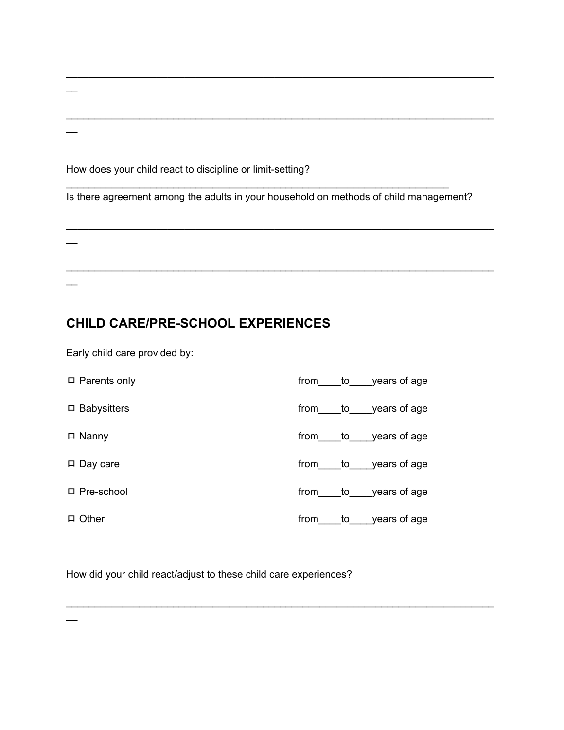\_\_\_\_\_\_\_\_\_\_\_\_\_\_\_\_\_\_\_\_\_\_\_\_\_\_\_\_\_\_\_\_\_\_\_\_\_\_\_\_\_\_\_\_\_\_\_\_\_\_\_\_\_\_\_\_\_\_\_\_\_\_\_\_\_\_\_\_\_\_\_\_\_\_\_\_

\_\_\_\_\_\_\_\_\_\_\_\_\_\_\_\_\_\_\_\_\_\_\_\_\_\_\_\_\_\_\_\_\_\_\_\_\_\_\_\_\_\_\_\_\_\_\_\_\_\_\_\_\_\_\_\_\_\_\_\_\_\_\_\_\_\_\_\_\_\_\_\_\_\_\_\_

How does your child react to discipline or limit-setting?
\_\_\_\_\_\_\_\_\_\_\_\_\_\_\_\_\_\_\_\_\_\_\_\_\_\_\_\_\_\_\_\_\_\_\_\_\_\_\_\_\_\_\_\_\_\_\_\_\_\_\_\_\_\_\_\_\_\_\_\_\_\_\_\_\_\_\_\_\_\_

Is there agreement among the adults in your household on methods of child management?

\_\_\_\_\_\_\_\_\_\_\_\_\_\_\_\_\_\_\_\_\_\_\_\_\_\_\_\_\_\_\_\_\_\_\_\_\_\_\_\_\_\_\_\_\_\_\_\_\_\_\_\_\_\_\_\_\_\_\_\_\_\_\_\_\_\_\_\_\_\_\_\_\_\_\_\_

\_\_\_\_\_\_\_\_\_\_\_\_\_\_\_\_\_\_\_\_\_\_\_\_\_\_\_\_\_\_\_\_\_\_\_\_\_\_\_\_\_\_\_\_\_\_\_\_\_\_\_\_\_\_\_\_\_\_\_\_\_\_\_\_\_\_\_\_\_\_\_\_\_\_\_\_

## CHILD CARE/PRE-SCHOOL EXPERIENCES

Early child care provided by:

- ☐ Parents only from\_\_\_\_to\_\_\_\_years of age
- ☐ Babysitters from\_\_\_\_to\_\_\_\_years of age
- ☐ Nanny from\_\_\_\_to\_\_\_\_years of age
- ☐ Day care from\_\_\_\_to\_\_\_\_years of age
- ☐ Pre-school from\_\_\_\_to\_\_\_\_years of age
- ☐ Other from\_\_\_\_to\_\_\_\_years of age

How did your child react/adjust to these child care experiences?

\_\_\_\_\_\_\_\_\_\_\_\_\_\_\_\_\_\_\_\_\_\_\_\_\_\_\_\_\_\_\_\_\_\_\_\_\_\_\_\_\_\_\_\_\_\_\_\_\_\_\_\_\_\_\_\_\_\_\_\_\_\_\_\_\_\_\_\_\_\_\_\_\_\_\_\_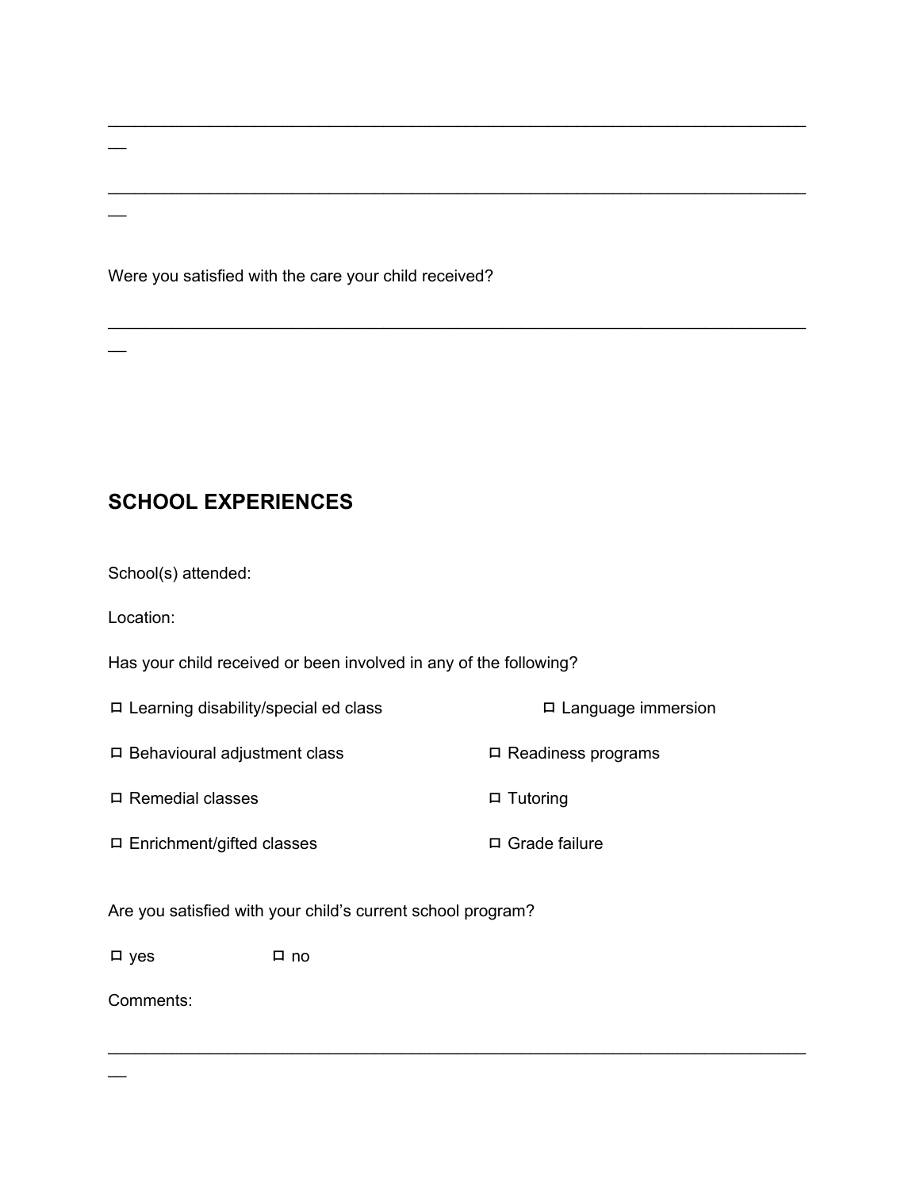\_\_\_\_\_\_\_\_\_\_\_\_\_\_\_\_\_\_\_\_\_\_\_\_\_\_\_\_\_\_\_\_\_\_\_\_\_\_\_\_\_\_\_\_\_\_\_\_\_\_\_\_\_\_\_\_\_\_\_\_\_\_\_\_\_\_\_\_\_\_\_\_\_\_\_\_

\_\_\_\_\_\_\_\_\_\_\_\_\_\_\_\_\_\_\_\_\_\_\_\_\_\_\_\_\_\_\_\_\_\_\_\_\_\_\_\_\_\_\_\_\_\_\_\_\_\_\_\_\_\_\_\_\_\_\_\_\_\_\_\_\_\_\_\_\_\_\_\_\_\_\_\_

Were you satisfied with the care your child received?

\_\_\_\_\_\_\_\_\_\_\_\_\_\_\_\_\_\_\_\_\_\_\_\_\_\_\_\_\_\_\_\_\_\_\_\_\_\_\_\_\_\_\_\_\_\_\_\_\_\_\_\_\_\_\_\_\_\_\_\_\_\_\_\_\_\_\_\_\_\_\_\_\_\_\_\_

## SCHOOL EXPERIENCES

School(s) attended:

Location:

Has your child received or been involved in any of the following?

- ☐ Learning disability/special ed class
- ☐ Language immersion
- ☐ Behavioural adjustment class
- ☐ Readiness programs
- ☐ Remedial classes
- ☐ Tutoring
- ☐ Enrichment/gifted classes
- ☐ Grade failure

Are you satisfied with your child's current school program?

☐ yes ☐ no

Comments:

\_\_\_\_\_\_\_\_\_\_\_\_\_\_\_\_\_\_\_\_\_\_\_\_\_\_\_\_\_\_\_\_\_\_\_\_\_\_\_\_\_\_\_\_\_\_\_\_\_\_\_\_\_\_\_\_\_\_\_\_\_\_\_\_\_\_\_\_\_\_\_\_\_\_\_\_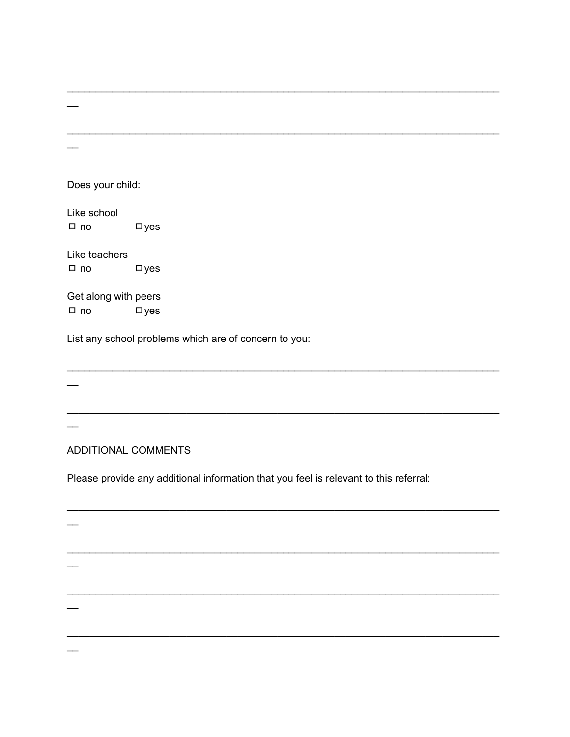___________________________________________________________________________
__

___________________________________________________________________________
__

Does your child:

Like school
☐ no ☐ yes

Like teachers
☐ no ☐ yes

Get along with peers
☐ no ☐ yes

List any school problems which are of concern to you:

___________________________________________________________________________
__

___________________________________________________________________________
__

ADDITIONAL COMMENTS

Please provide any additional information that you feel is relevant to this referral:

___________________________________________________________________________
__

___________________________________________________________________________
__

___________________________________________________________________________
__

___________________________________________________________________________
__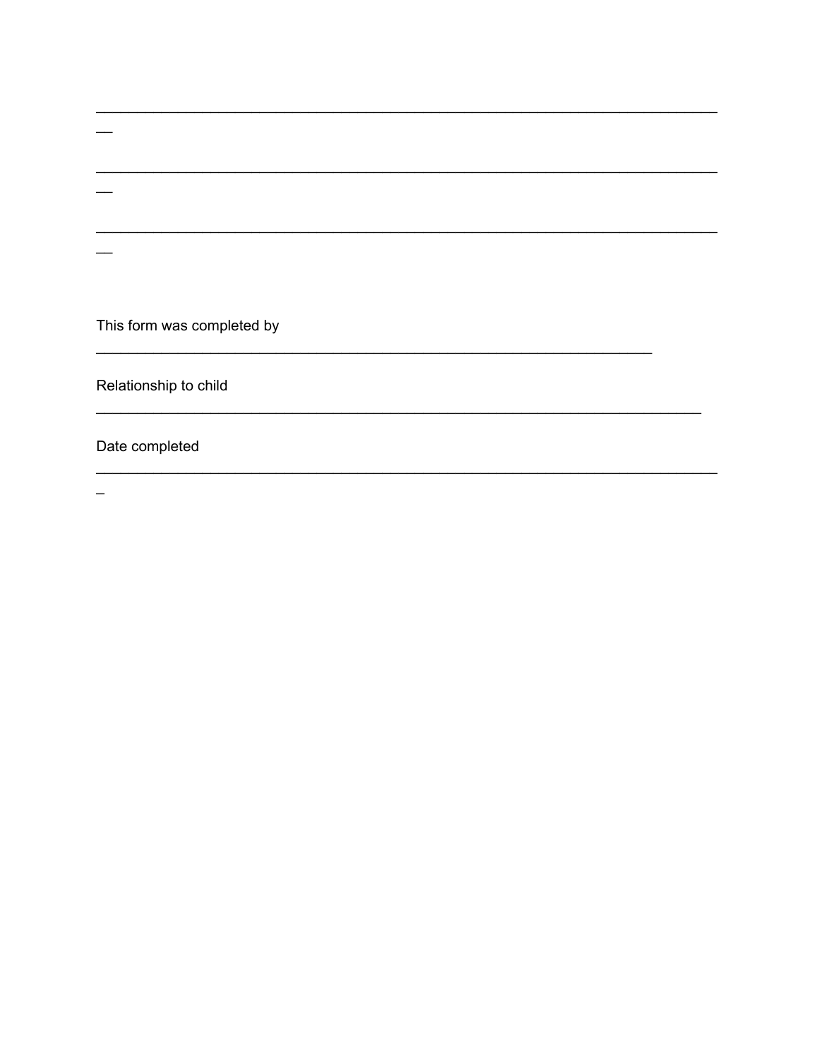___________________________________________________________________________

___________________________________________________________________________

___________________________________________________________________________

This form was completed by ____________________________________________________________________

Relationship to child __________________________________________________________________________

Date completed ______________________________________________________________________________